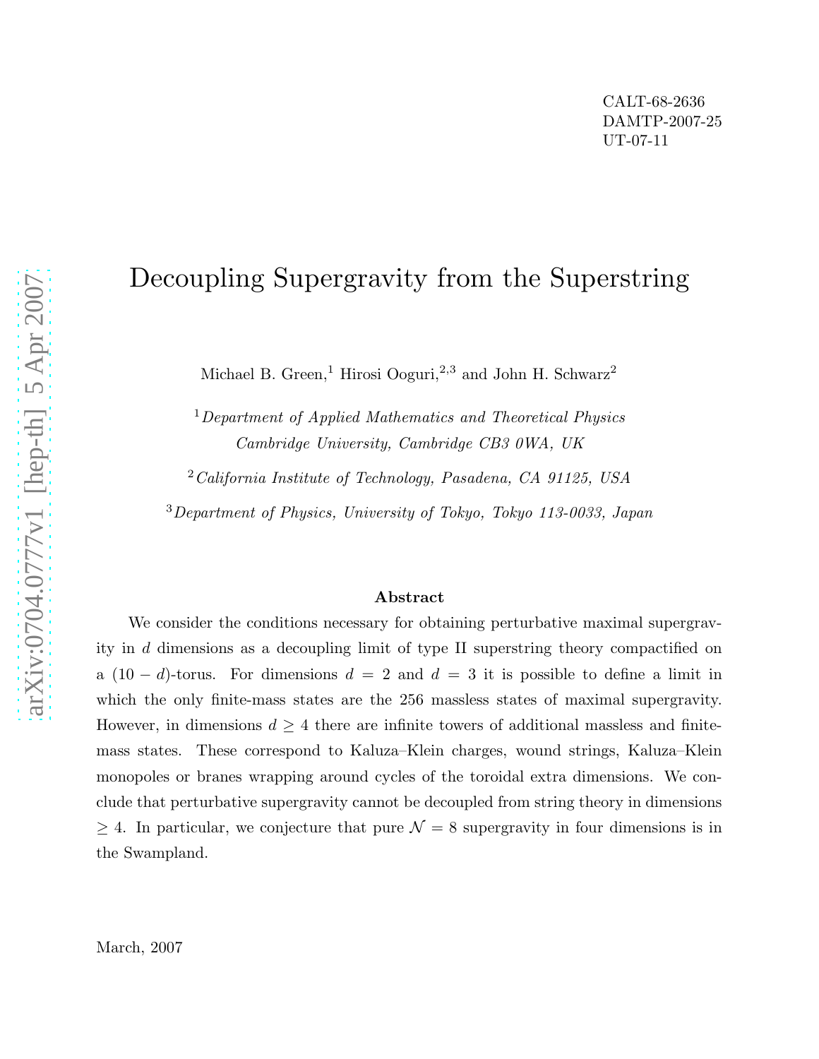CALT-68-2636
DAMTP-2007-25
UT-07-11

# Decoupling Supergravity from the Superstring

Michael B. Green,[1] Hirosi Ooguri,[2,3] and John H. Schwarz[2]

[1] *Department of Applied Mathematics and Theoretical Physics Cambridge University, Cambridge CB3 0WA, UK*

[2] *California Institute of Technology, Pasadena, CA 91125, USA*

[3] *Department of Physics, University of Tokyo, Tokyo 113-0033, Japan*

## Abstract

We consider the conditions necessary for obtaining perturbative maximal supergravity in $d$ dimensions as a decoupling limit of type II superstring theory compactified on a $(10-d)$-torus. For dimensions $d=2$ and $d=3$ it is possible to define a limit in which the only finite-mass states are the 256 massless states of maximal supergravity. However, in dimensions $d \geq 4$ there are infinite towers of additional massless and finite-mass states. These correspond to Kaluza–Klein charges, wound strings, Kaluza–Klein monopoles or branes wrapping around cycles of the toroidal extra dimensions. We conclude that perturbative supergravity cannot be decoupled from string theory in dimensions $\geq 4$. In particular, we conjecture that pure $\mathcal{N}=8$ supergravity in four dimensions is in the Swampland.

March, 2007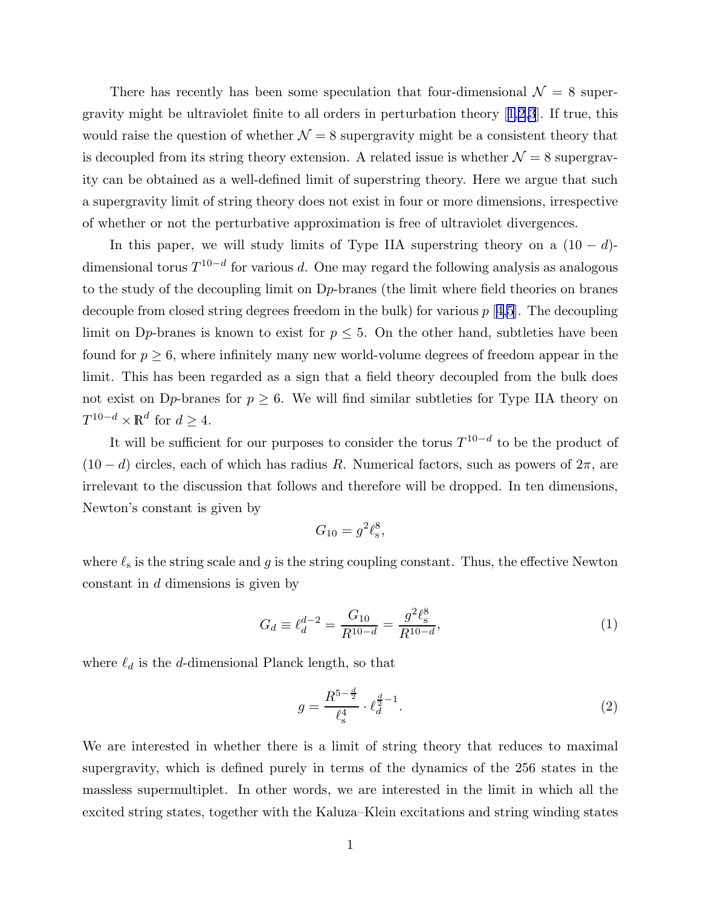There has recently has been some speculation that four-dimensional $\mathcal{N} = 8$ supergravity might be ultraviolet finite to all orders in perturbation theory [1,2,3]. If true, this would raise the question of whether $\mathcal{N} = 8$ supergravity might be a consistent theory that is decoupled from its string theory extension. A related issue is whether $\mathcal{N} = 8$ supergravity can be obtained as a well-defined limit of superstring theory. Here we argue that such a supergravity limit of string theory does not exist in four or more dimensions, irrespective of whether or not the perturbative approximation is free of ultraviolet divergences.

In this paper, we will study limits of Type IIA superstring theory on a $(10-d)$-dimensional torus $T^{10-d}$ for various $d$. One may regard the following analysis as analogous to the study of the decoupling limit on D$p$-branes (the limit where field theories on branes decouple from closed string degrees freedom in the bulk) for various $p$ [4,5]. The decoupling limit on D$p$-branes is known to exist for $p \leq 5$. On the other hand, subtleties have been found for $p \geq 6$, where infinitely many new world-volume degrees of freedom appear in the limit. This has been regarded as a sign that a field theory decoupled from the bulk does not exist on D$p$-branes for $p \geq 6$. We will find similar subtleties for Type IIA theory on $T^{10-d} \times \mathbb{R}^d$ for $d \geq 4$.

It will be sufficient for our purposes to consider the torus $T^{10-d}$ to be the product of $(10-d)$ circles, each of which has radius $R$. Numerical factors, such as powers of $2\pi$, are irrelevant to the discussion that follows and therefore will be dropped. In ten dimensions, Newton's constant is given by

$$G_{10} = g^2 \ell_s^8,$$

where $\ell_s$ is the string scale and $g$ is the string coupling constant. Thus, the effective Newton constant in $d$ dimensions is given by

$$G_d \equiv \ell_d^{d-2} = \frac{G_{10}}{R^{10-d}} = \frac{g^2 \ell_s^8}{R^{10-d}}, \tag{1}$$

where $\ell_d$ is the $d$-dimensional Planck length, so that

$$g = \frac{R^{5-\frac{d}{2}}}{\ell_s^4} \cdot \ell_d^{\frac{d}{2}-1}. \tag{2}$$

We are interested in whether there is a limit of string theory that reduces to maximal supergravity, which is defined purely in terms of the dynamics of the 256 states in the massless supermultiplet. In other words, we are interested in the limit in which all the excited string states, together with the Kaluza–Klein excitations and string winding states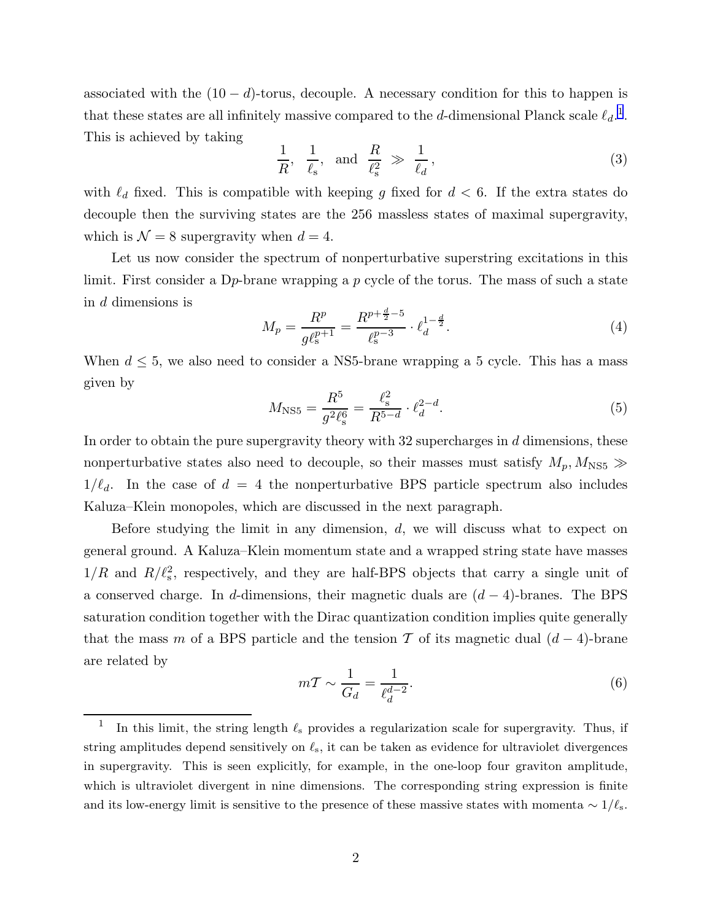associated with the $(10-d)$-torus, decouple. A necessary condition for this to happen is that these states are all infinitely massive compared to the $d$-dimensional Planck scale $\ell_d$.[1] This is achieved by taking

$$\frac{1}{R}, \quad \frac{1}{\ell_{\rm s}}, \quad \text{and} \quad \frac{R}{\ell_{\rm s}^2} \gg \frac{1}{\ell_d}, \tag{3}$$

with $\ell_d$ fixed. This is compatible with keeping $g$ fixed for $d < 6$. If the extra states do decouple then the surviving states are the 256 massless states of maximal supergravity, which is $\mathcal{N} = 8$ supergravity when $d = 4$.

Let us now consider the spectrum of nonperturbative superstring excitations in this limit. First consider a D$p$-brane wrapping a $p$ cycle of the torus. The mass of such a state in $d$ dimensions is

$$M_p = \frac{R^p}{g\ell_{\rm s}^{p+1}} = \frac{R^{p+\frac{d}{2}-5}}{\ell_{\rm s}^{p-3}} \cdot \ell_d^{1-\frac{d}{2}}. \tag{4}$$

When $d \le 5$, we also need to consider a NS5-brane wrapping a 5 cycle. This has a mass given by

$$M_{\rm NS5} = \frac{R^5}{g^2\ell_{\rm s}^6} = \frac{\ell_{\rm s}^2}{R^{5-d}} \cdot \ell_d^{2-d}. \tag{5}$$

In order to obtain the pure supergravity theory with 32 supercharges in $d$ dimensions, these nonperturbative states also need to decouple, so their masses must satisfy $M_p, M_{\rm NS5} \gg 1/\ell_d$. In the case of $d = 4$ the nonperturbative BPS particle spectrum also includes Kaluza–Klein monopoles, which are discussed in the next paragraph.

Before studying the limit in any dimension, $d$, we will discuss what to expect on general ground. A Kaluza–Klein momentum state and a wrapped string state have masses $1/R$ and $R/\ell_{\rm s}^2$, respectively, and they are half-BPS objects that carry a single unit of a conserved charge. In $d$-dimensions, their magnetic duals are $(d-4)$-branes. The BPS saturation condition together with the Dirac quantization condition implies quite generally that the mass $m$ of a BPS particle and the tension $\mathcal{T}$ of its magnetic dual $(d-4)$-brane are related by

$$m\mathcal{T} \sim \frac{1}{G_d} = \frac{1}{\ell_d^{d-2}}. \tag{6}$$

[1] In this limit, the string length $\ell_{\rm s}$ provides a regularization scale for supergravity. Thus, if string amplitudes depend sensitively on $\ell_{\rm s}$, it can be taken as evidence for ultraviolet divergences in supergravity. This is seen explicitly, for example, in the one-loop four graviton amplitude, which is ultraviolet divergent in nine dimensions. The corresponding string expression is finite and its low-energy limit is sensitive to the presence of these massive states with momenta $\sim 1/\ell_{\rm s}$.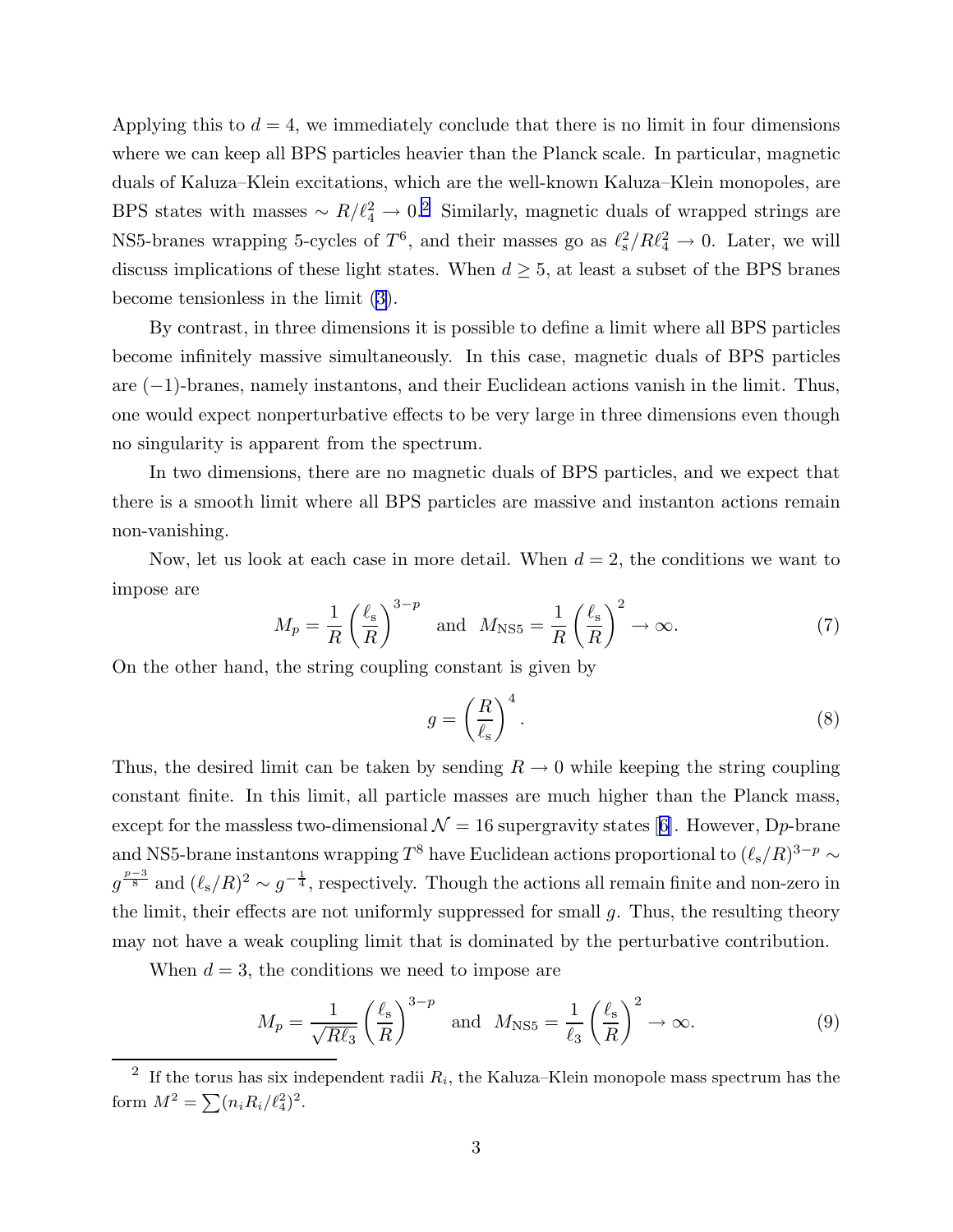Applying this to $d = 4$, we immediately conclude that there is no limit in four dimensions where we can keep all BPS particles heavier than the Planck scale. In particular, magnetic duals of Kaluza–Klein excitations, which are the well-known Kaluza–Klein monopoles, are BPS states with masses $\sim R/\ell_4^2 \to 0$.[2] Similarly, magnetic duals of wrapped strings are NS5-branes wrapping 5-cycles of $T^6$, and their masses go as $\ell_s^2/R\ell_4^2 \to 0$. Later, we will discuss implications of these light states. When $d \geq 5$, at least a subset of the BPS branes become tensionless in the limit (3).

By contrast, in three dimensions it is possible to define a limit where all BPS particles become infinitely massive simultaneously. In this case, magnetic duals of BPS particles are $(-1)$-branes, namely instantons, and their Euclidean actions vanish in the limit. Thus, one would expect nonperturbative effects to be very large in three dimensions even though no singularity is apparent from the spectrum.

In two dimensions, there are no magnetic duals of BPS particles, and we expect that there is a smooth limit where all BPS particles are massive and instanton actions remain non-vanishing.

Now, let us look at each case in more detail. When $d = 2$, the conditions we want to impose are

$$M_p = \frac{1}{R}\left(\frac{\ell_s}{R}\right)^{3-p} \quad \text{and} \quad M_{\rm NS5} = \frac{1}{R}\left(\frac{\ell_s}{R}\right)^{2} \to \infty. \tag{7}$$

On the other hand, the string coupling constant is given by

$$g = \left(\frac{R}{\ell_s}\right)^4. \tag{8}$$

Thus, the desired limit can be taken by sending $R \to 0$ while keeping the string coupling constant finite. In this limit, all particle masses are much higher than the Planck mass, except for the massless two-dimensional $\mathcal{N} = 16$ supergravity states [6]. However, D$p$-brane and NS5-brane instantons wrapping $T^8$ have Euclidean actions proportional to $(\ell_s/R)^{3-p} \sim g^{\frac{p-3}{8}}$ and $(\ell_s/R)^2 \sim g^{-\frac{1}{4}}$, respectively. Though the actions all remain finite and non-zero in the limit, their effects are not uniformly suppressed for small $g$. Thus, the resulting theory may not have a weak coupling limit that is dominated by the perturbative contribution.

When $d = 3$, the conditions we need to impose are

$$M_p = \frac{1}{\sqrt{R\ell_3}}\left(\frac{\ell_s}{R}\right)^{3-p} \quad \text{and} \quad M_{\rm NS5} = \frac{1}{\ell_3}\left(\frac{\ell_s}{R}\right)^{2} \to \infty. \tag{9}$$

[2] If the torus has six independent radii $R_i$, the Kaluza–Klein monopole mass spectrum has the form $M^2 = \sum (n_i R_i/\ell_4^2)^2$.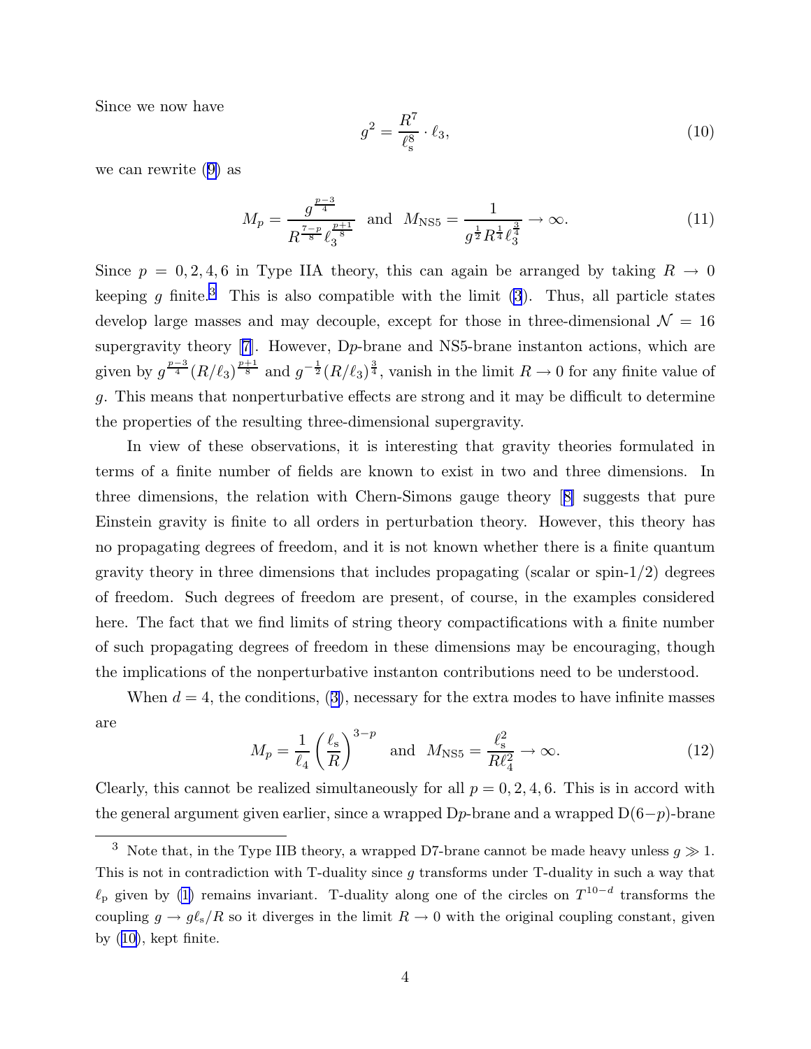Since we now have

$$g^2 = \frac{R^7}{\ell_s^8} \cdot \ell_3, \tag{10}$$

we can rewrite (9) as

$$M_p = \frac{g^{\frac{p-3}{4}}}{R^{\frac{7-p}{8}} \ell_3^{\frac{p+1}{8}}} \quad \text{and} \quad M_{\text{NS5}} = \frac{1}{g^{\frac{1}{2}} R^{\frac{1}{4}} \ell_3^{\frac{3}{4}}} \to \infty. \tag{11}$$

Since $p = 0, 2, 4, 6$ in Type IIA theory, this can again be arranged by taking $R \to 0$ keeping $g$ finite.[3] This is also compatible with the limit (3). Thus, all particle states develop large masses and may decouple, except for those in three-dimensional $\mathcal{N} = 16$ supergravity theory [7]. However, D$p$-brane and NS5-brane instanton actions, which are given by $g^{\frac{p-3}{4}}(R/\ell_3)^{\frac{p+1}{8}}$ and $g^{-\frac{1}{2}}(R/\ell_3)^{\frac{3}{4}}$, vanish in the limit $R \to 0$ for any finite value of $g$. This means that nonperturbative effects are strong and it may be difficult to determine the properties of the resulting three-dimensional supergravity.

In view of these observations, it is interesting that gravity theories formulated in terms of a finite number of fields are known to exist in two and three dimensions. In three dimensions, the relation with Chern-Simons gauge theory [8] suggests that pure Einstein gravity is finite to all orders in perturbation theory. However, this theory has no propagating degrees of freedom, and it is not known whether there is a finite quantum gravity theory in three dimensions that includes propagating (scalar or spin-1/2) degrees of freedom. Such degrees of freedom are present, of course, in the examples considered here. The fact that we find limits of string theory compactifications with a finite number of such propagating degrees of freedom in these dimensions may be encouraging, though the implications of the nonperturbative instanton contributions need to be understood.

When $d = 4$, the conditions, (3), necessary for the extra modes to have infinite masses are

$$M_p = \frac{1}{\ell_4}\left(\frac{\ell_s}{R}\right)^{3-p} \quad \text{and} \quad M_{\text{NS5}} = \frac{\ell_s^2}{R\ell_4^2} \to \infty. \tag{12}$$

Clearly, this cannot be realized simultaneously for all $p = 0, 2, 4, 6$. This is in accord with the general argument given earlier, since a wrapped D$p$-brane and a wrapped D$(6-p)$-brane

---

[3] Note that, in the Type IIB theory, a wrapped D7-brane cannot be made heavy unless $g \gg 1$. This is not in contradiction with T-duality since $g$ transforms under T-duality in such a way that $\ell_p$ given by (1) remains invariant. T-duality along one of the circles on $T^{10-d}$ transforms the coupling $g \to g\ell_s/R$ so it diverges in the limit $R \to 0$ with the original coupling constant, given by (10), kept finite.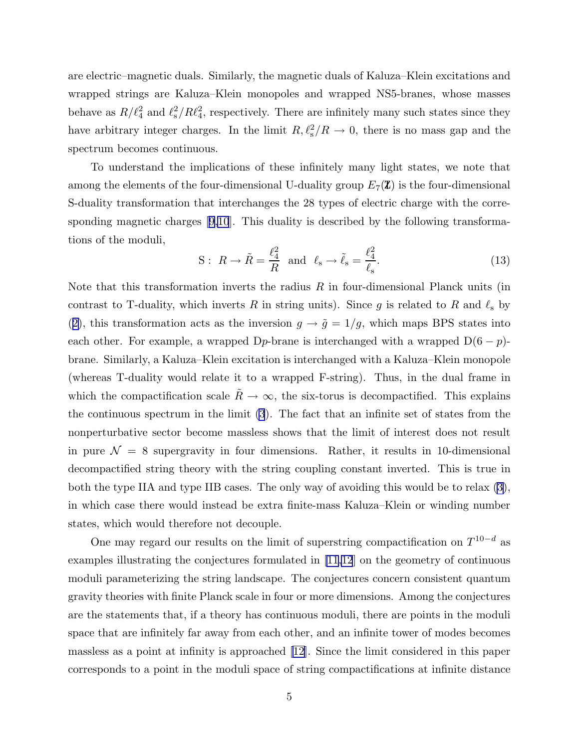are electric–magnetic duals. Similarly, the magnetic duals of Kaluza–Klein excitations and wrapped strings are Kaluza–Klein monopoles and wrapped NS5-branes, whose masses behave as $R/\ell_4^2$ and $\ell_s^2/R\ell_4^2$, respectively. There are infinitely many such states since they have arbitrary integer charges. In the limit $R, \ell_s^2/R \to 0$, there is no mass gap and the spectrum becomes continuous.

To understand the implications of these infinitely many light states, we note that among the elements of the four-dimensional U-duality group $E_7(\mathbb{Z})$ is the four-dimensional S-duality transformation that interchanges the 28 types of electric charge with the corresponding magnetic charges [9,10]. This duality is described by the following transformations of the moduli,

$$\mathrm{S}: \; R \to \tilde{R} = \frac{\ell_4^2}{R} \;\; \text{and} \;\; \ell_s \to \tilde{\ell}_s = \frac{\ell_4^2}{\ell_s}. \tag{13}$$

Note that this transformation inverts the radius $R$ in four-dimensional Planck units (in contrast to T-duality, which inverts $R$ in string units). Since $g$ is related to $R$ and $\ell_s$ by (2), this transformation acts as the inversion $g \to \tilde{g} = 1/g$, which maps BPS states into each other. For example, a wrapped D$p$-brane is interchanged with a wrapped D$(6-p)$-brane. Similarly, a Kaluza–Klein excitation is interchanged with a Kaluza–Klein monopole (whereas T-duality would relate it to a wrapped F-string). Thus, in the dual frame in which the compactification scale $\tilde{R} \to \infty$, the six-torus is decompactified. This explains the continuous spectrum in the limit (3). The fact that an infinite set of states from the nonperturbative sector become massless shows that the limit of interest does not result in pure $\mathcal{N} = 8$ supergravity in four dimensions. Rather, it results in 10-dimensional decompactified string theory with the string coupling constant inverted. This is true in both the type IIA and type IIB cases. The only way of avoiding this would be to relax (3), in which case there would instead be extra finite-mass Kaluza–Klein or winding number states, which would therefore not decouple.

One may regard our results on the limit of superstring compactification on $T^{10-d}$ as examples illustrating the conjectures formulated in [11,12] on the geometry of continuous moduli parameterizing the string landscape. The conjectures concern consistent quantum gravity theories with finite Planck scale in four or more dimensions. Among the conjectures are the statements that, if a theory has continuous moduli, there are points in the moduli space that are infinitely far away from each other, and an infinite tower of modes becomes massless as a point at infinity is approached [12]. Since the limit considered in this paper corresponds to a point in the moduli space of string compactifications at infinite distance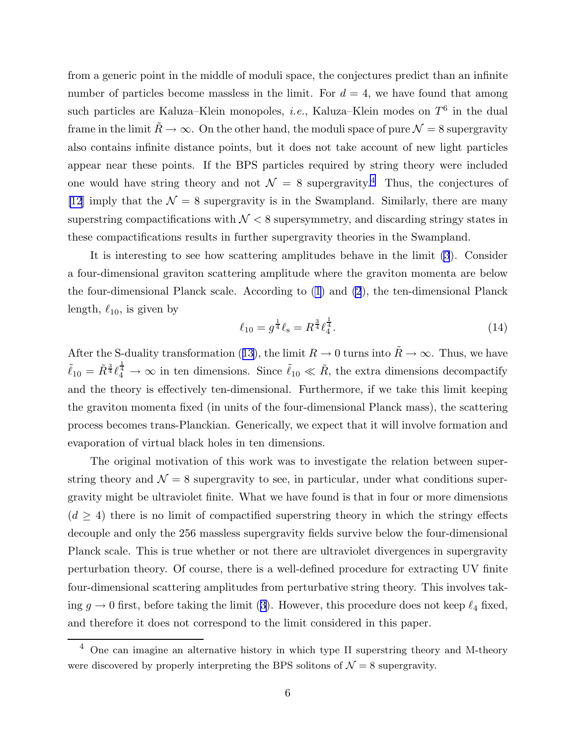from a generic point in the middle of moduli space, the conjectures predict than an infinite number of particles become massless in the limit. For $d = 4$, we have found that among such particles are Kaluza–Klein monopoles, *i.e.*, Kaluza–Klein modes on $T^6$ in the dual frame in the limit $\tilde{R} \to \infty$. On the other hand, the moduli space of pure $\mathcal{N} = 8$ supergravity also contains infinite distance points, but it does not take account of new light particles appear near these points. If the BPS particles required by string theory were included one would have string theory and not $\mathcal{N} = 8$ supergravity.[4] Thus, the conjectures of [12] imply that the $\mathcal{N} = 8$ supergravity is in the Swampland. Similarly, there are many superstring compactifications with $\mathcal{N} < 8$ supersymmetry, and discarding stringy states in these compactifications results in further supergravity theories in the Swampland.

It is interesting to see how scattering amplitudes behave in the limit (3). Consider a four-dimensional graviton scattering amplitude where the graviton momenta are below the four-dimensional Planck scale. According to (1) and (2), the ten-dimensional Planck length, $\ell_{10}$, is given by

$$\ell_{10} = g^{\frac{1}{4}} \ell_{\mathrm{s}} = R^{\frac{3}{4}} \ell_4^{\frac{1}{4}}. \tag{14}$$

After the S-duality transformation (13), the limit $R \to 0$ turns into $\tilde{R} \to \infty$. Thus, we have $\tilde{\ell}_{10} = \tilde{R}^{\frac{3}{4}} \ell_4^{\frac{1}{4}} \to \infty$ in ten dimensions. Since $\tilde{\ell}_{10} \ll \tilde{R}$, the extra dimensions decompactify and the theory is effectively ten-dimensional. Furthermore, if we take this limit keeping the graviton momenta fixed (in units of the four-dimensional Planck mass), the scattering process becomes trans-Planckian. Generically, we expect that it will involve formation and evaporation of virtual black holes in ten dimensions.

The original motivation of this work was to investigate the relation between superstring theory and $\mathcal{N} = 8$ supergravity to see, in particular, under what conditions supergravity might be ultraviolet finite. What we have found is that in four or more dimensions ($d \geq 4$) there is no limit of compactified superstring theory in which the stringy effects decouple and only the 256 massless supergravity fields survive below the four-dimensional Planck scale. This is true whether or not there are ultraviolet divergences in supergravity perturbation theory. Of course, there is a well-defined procedure for extracting UV finite four-dimensional scattering amplitudes from perturbative string theory. This involves taking $g \to 0$ first, before taking the limit (3). However, this procedure does not keep $\ell_4$ fixed, and therefore it does not correspond to the limit considered in this paper.

[4] One can imagine an alternative history in which type II superstring theory and M-theory were discovered by properly interpreting the BPS solitons of $\mathcal{N} = 8$ supergravity.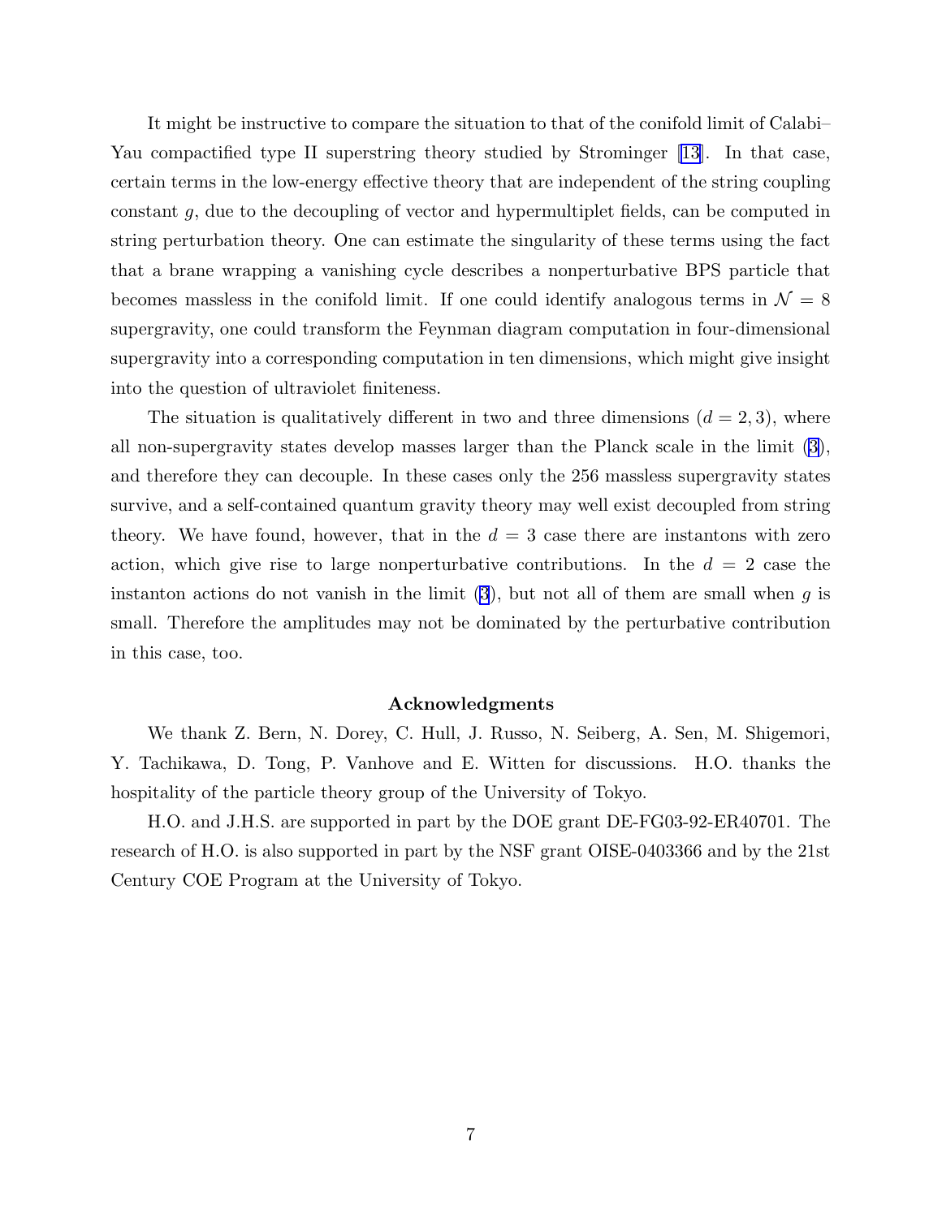It might be instructive to compare the situation to that of the conifold limit of Calabi–Yau compactified type II superstring theory studied by Strominger [13]. In that case, certain terms in the low-energy effective theory that are independent of the string coupling constant $g$, due to the decoupling of vector and hypermultiplet fields, can be computed in string perturbation theory. One can estimate the singularity of these terms using the fact that a brane wrapping a vanishing cycle describes a nonperturbative BPS particle that becomes massless in the conifold limit. If one could identify analogous terms in $\mathcal{N} = 8$ supergravity, one could transform the Feynman diagram computation in four-dimensional supergravity into a corresponding computation in ten dimensions, which might give insight into the question of ultraviolet finiteness.

The situation is qualitatively different in two and three dimensions ($d = 2, 3$), where all non-supergravity states develop masses larger than the Planck scale in the limit (3), and therefore they can decouple. In these cases only the 256 massless supergravity states survive, and a self-contained quantum gravity theory may well exist decoupled from string theory. We have found, however, that in the $d = 3$ case there are instantons with zero action, which give rise to large nonperturbative contributions. In the $d = 2$ case the instanton actions do not vanish in the limit (3), but not all of them are small when $g$ is small. Therefore the amplitudes may not be dominated by the perturbative contribution in this case, too.

### Acknowledgments

We thank Z. Bern, N. Dorey, C. Hull, J. Russo, N. Seiberg, A. Sen, M. Shigemori, Y. Tachikawa, D. Tong, P. Vanhove and E. Witten for discussions. H.O. thanks the hospitality of the particle theory group of the University of Tokyo.

H.O. and J.H.S. are supported in part by the DOE grant DE-FG03-92-ER40701. The research of H.O. is also supported in part by the NSF grant OISE-0403366 and by the 21st Century COE Program at the University of Tokyo.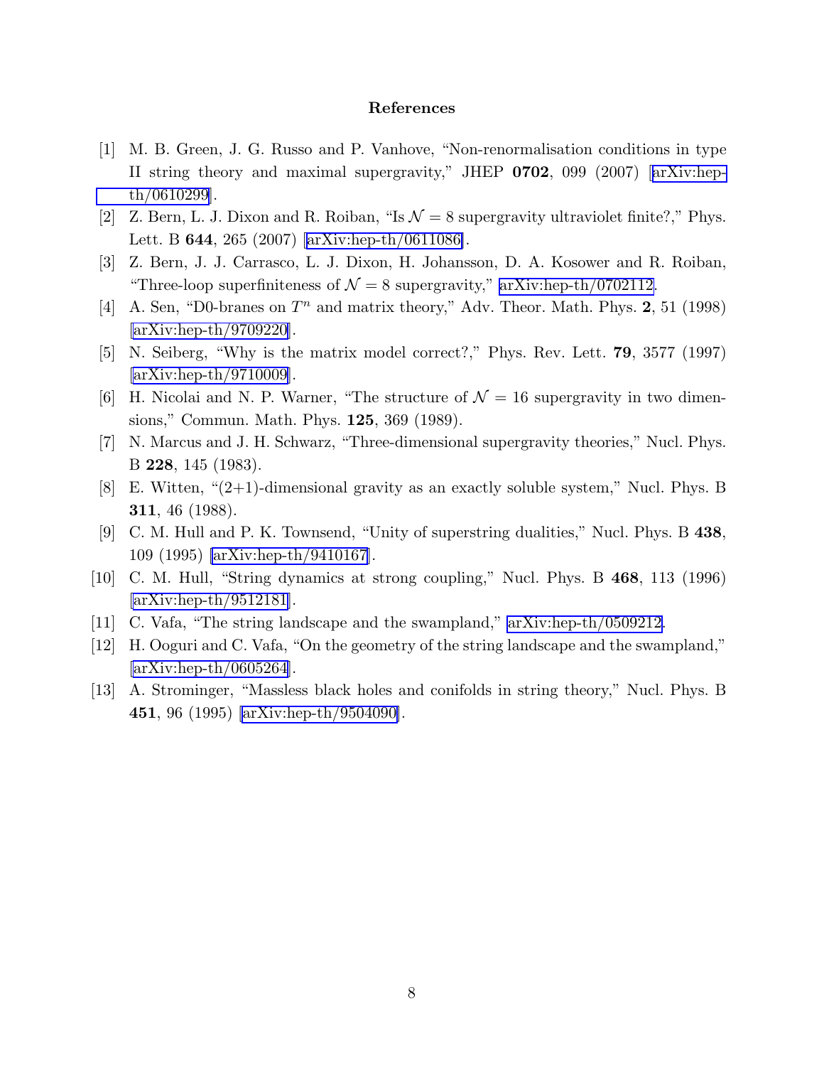## References

[1] M. B. Green, J. G. Russo and P. Vanhove, "Non-renormalisation conditions in type II string theory and maximal supergravity," JHEP **0702**, 099 (2007) [arXiv:hep-th/0610299].

[2] Z. Bern, L. J. Dixon and R. Roiban, "Is $\mathcal{N} = 8$ supergravity ultraviolet finite?," Phys. Lett. B **644**, 265 (2007) [arXiv:hep-th/0611086].

[3] Z. Bern, J. J. Carrasco, L. J. Dixon, H. Johansson, D. A. Kosower and R. Roiban, "Three-loop superfiniteness of $\mathcal{N} = 8$ supergravity," arXiv:hep-th/0702112.

[4] A. Sen, "D0-branes on $T^n$ and matrix theory," Adv. Theor. Math. Phys. **2**, 51 (1998) [arXiv:hep-th/9709220].

[5] N. Seiberg, "Why is the matrix model correct?," Phys. Rev. Lett. **79**, 3577 (1997) [arXiv:hep-th/9710009].

[6] H. Nicolai and N. P. Warner, "The structure of $\mathcal{N} = 16$ supergravity in two dimensions," Commun. Math. Phys. **125**, 369 (1989).

[7] N. Marcus and J. H. Schwarz, "Three-dimensional supergravity theories," Nucl. Phys. B **228**, 145 (1983).

[8] E. Witten, "(2+1)-dimensional gravity as an exactly soluble system," Nucl. Phys. B **311**, 46 (1988).

[9] C. M. Hull and P. K. Townsend, "Unity of superstring dualities," Nucl. Phys. B **438**, 109 (1995) [arXiv:hep-th/9410167].

[10] C. M. Hull, "String dynamics at strong coupling," Nucl. Phys. B **468**, 113 (1996) [arXiv:hep-th/9512181].

[11] C. Vafa, "The string landscape and the swampland," arXiv:hep-th/0509212.

[12] H. Ooguri and C. Vafa, "On the geometry of the string landscape and the swampland," [arXiv:hep-th/0605264].

[13] A. Strominger, "Massless black holes and conifolds in string theory," Nucl. Phys. B **451**, 96 (1995) [arXiv:hep-th/9504090].